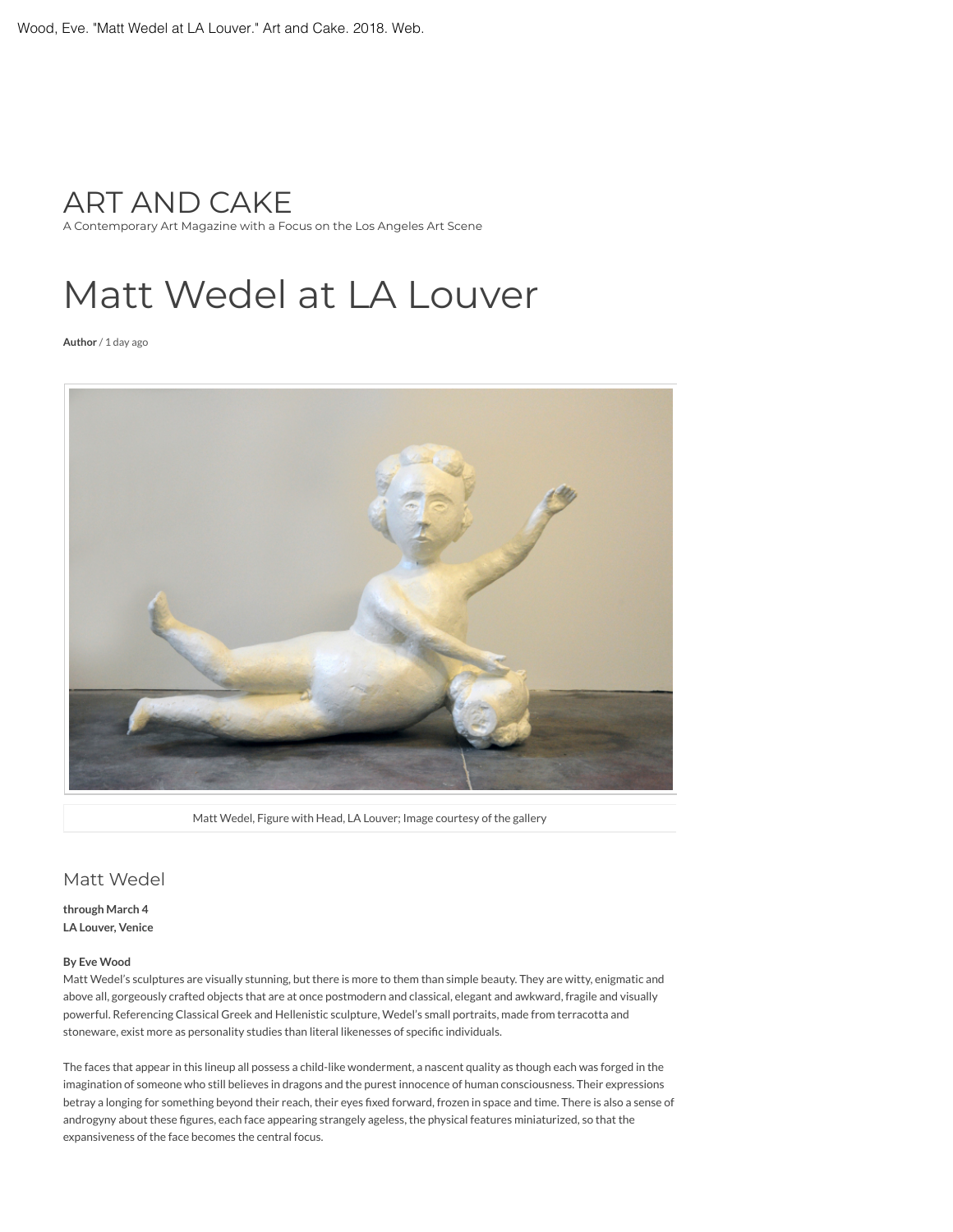Wood, Eve. "Matt Wedel at LA Louver." Art and Cake. 2018. Web.

# ART AND CAKE

A Contemporary Art Magazine with a Focus on the Los Angeles Art Scene

# Matt Wedel at LA Louver

**Author** / 1 day ago

Matt Wedel, Figure with Head, LA Louver; Image courtesy of the gallery

## Matt Wedel

**through March 4**
**LA Louver, Venice**

**By Eve Wood**

Matt Wedel's sculptures are visually stunning, but there is more to them than simple beauty. They are witty, enigmatic and above all, gorgeously crafted objects that are at once postmodern and classical, elegant and awkward, fragile and visually powerful. Referencing Classical Greek and Hellenistic sculpture, Wedel's small portraits, made from terracotta and stoneware, exist more as personality studies than literal likenesses of specific individuals.

The faces that appear in this lineup all possess a child-like wonderment, a nascent quality as though each was forged in the imagination of someone who still believes in dragons and the purest innocence of human consciousness. Their expressions betray a longing for something beyond their reach, their eyes fixed forward, frozen in space and time. There is also a sense of androgyny about these figures, each face appearing strangely ageless, the physical features miniaturized, so that the expansiveness of the face becomes the central focus.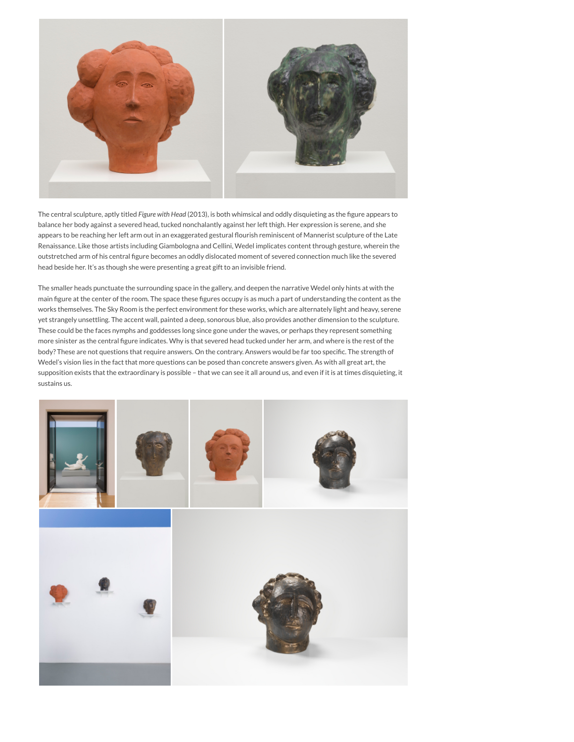The central sculpture, aptly titled *Figure with Head* (2013), is both whimsical and oddly disquieting as the figure appears to balance her body against a severed head, tucked nonchalantly against her left thigh. Her expression is serene, and she appears to be reaching her left arm out in an exaggerated gestural flourish reminiscent of Mannerist sculpture of the Late Renaissance. Like those artists including Giambologna and Cellini, Wedel implicates content through gesture, wherein the outstretched arm of his central figure becomes an oddly dislocated moment of severed connection much like the severed head beside her. It's as though she were presenting a great gift to an invisible friend.

The smaller heads punctuate the surrounding space in the gallery, and deepen the narrative Wedel only hints at with the main figure at the center of the room. The space these figures occupy is as much a part of understanding the content as the works themselves. The Sky Room is the perfect environment for these works, which are alternately light and heavy, serene yet strangely unsettling. The accent wall, painted a deep, sonorous blue, also provides another dimension to the sculpture. These could be the faces nymphs and goddesses long since gone under the waves, or perhaps they represent something more sinister as the central figure indicates. Why is that severed head tucked under her arm, and where is the rest of the body? These are not questions that require answers. On the contrary. Answers would be far too specific. The strength of Wedel's vision lies in the fact that more questions can be posed than concrete answers given. As with all great art, the supposition exists that the extraordinary is possible – that we can see it all around us, and even if it is at times disquieting, it sustains us.